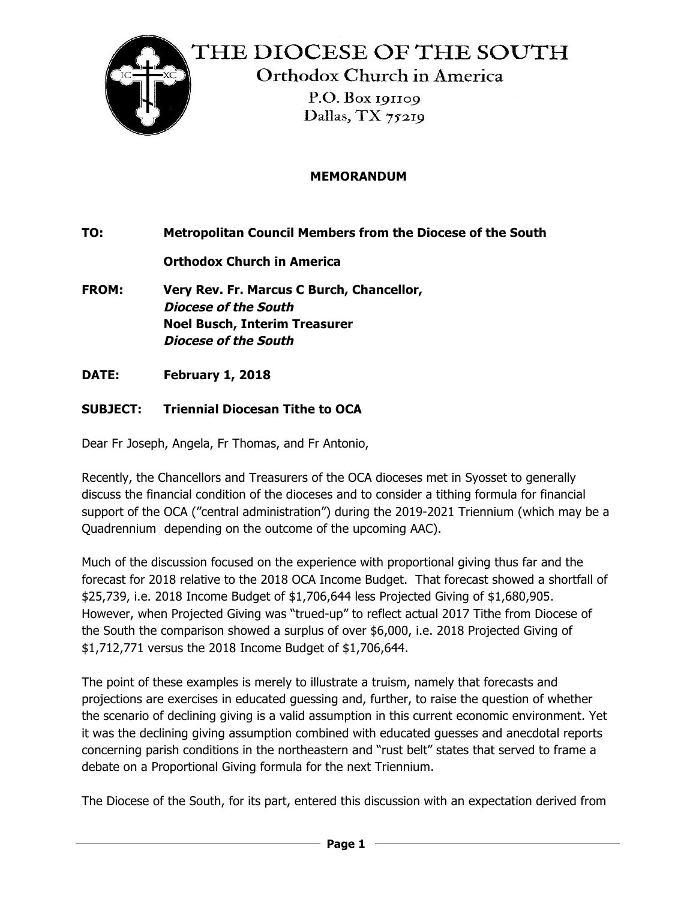# THE DIOCESE OF THE SOUTH

## Orthodox Church in America

P.O. Box 191109
Dallas, TX 75219

**MEMORANDUM**

**TO:** **Metropolitan Council Members from the Diocese of the South**

**Orthodox Church in America**

**FROM:** **Very Rev. Fr. Marcus C Burch, Chancellor,**
***Diocese of the South***
**Noel Busch, Interim Treasurer**
***Diocese of the South***

**DATE:** **February 1, 2018**

**SUBJECT:** **Triennial Diocesan Tithe to OCA**

Dear Fr Joseph, Angela, Fr Thomas, and Fr Antonio,

Recently, the Chancellors and Treasurers of the OCA dioceses met in Syosset to generally discuss the financial condition of the dioceses and to consider a tithing formula for financial support of the OCA ("central administration") during the 2019-2021 Triennium (which may be a Quadrennium depending on the outcome of the upcoming AAC).

Much of the discussion focused on the experience with proportional giving thus far and the forecast for 2018 relative to the 2018 OCA Income Budget. That forecast showed a shortfall of \$25,739, i.e. 2018 Income Budget of \$1,706,644 less Projected Giving of \$1,680,905. However, when Projected Giving was "trued-up" to reflect actual 2017 Tithe from Diocese of the South the comparison showed a surplus of over \$6,000, i.e. 2018 Projected Giving of \$1,712,771 versus the 2018 Income Budget of \$1,706,644.

The point of these examples is merely to illustrate a truism, namely that forecasts and projections are exercises in educated guessing and, further, to raise the question of whether the scenario of declining giving is a valid assumption in this current economic environment. Yet it was the declining giving assumption combined with educated guesses and anecdotal reports concerning parish conditions in the northeastern and "rust belt" states that served to frame a debate on a Proportional Giving formula for the next Triennium.

The Diocese of the South, for its part, entered this discussion with an expectation derived from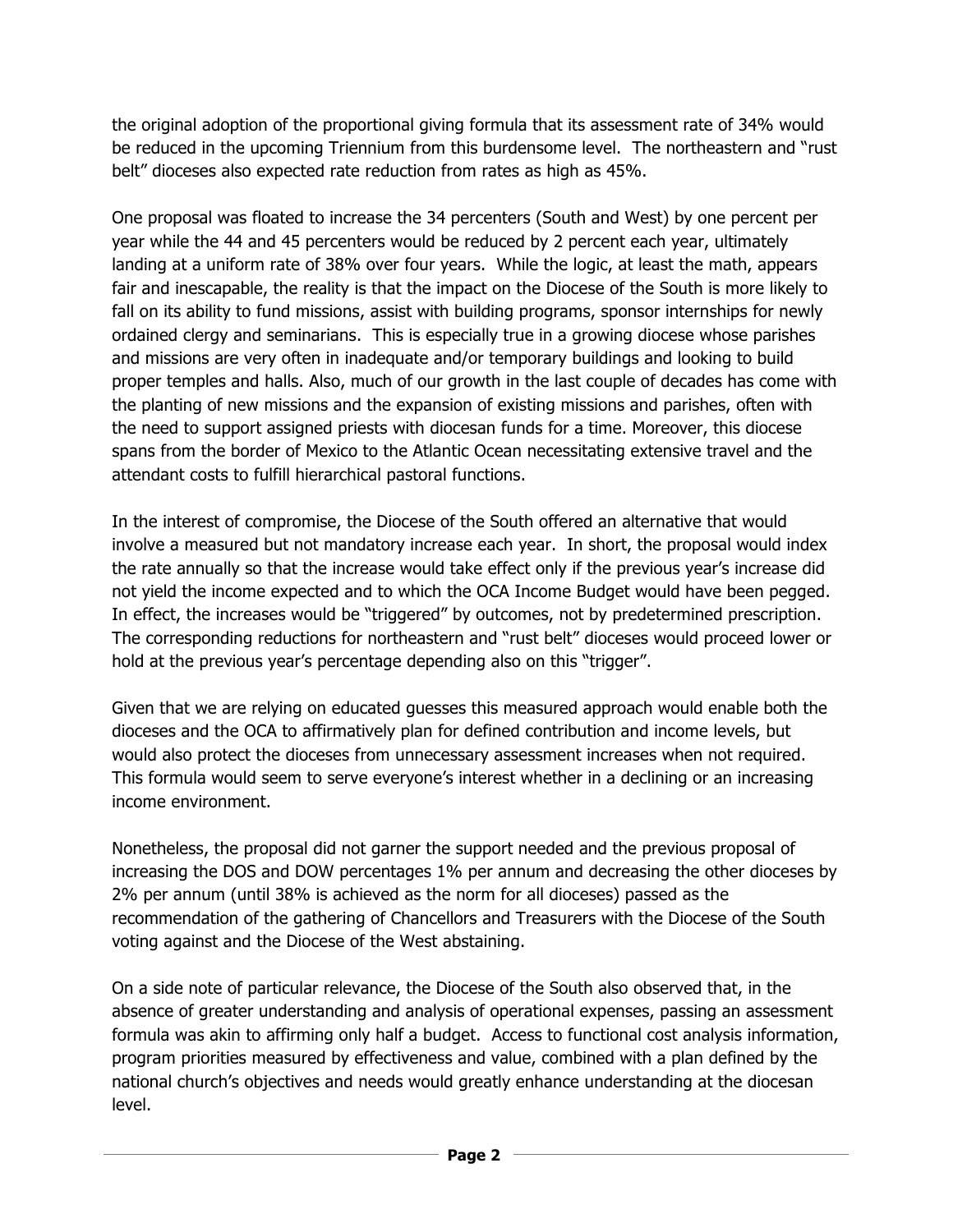the original adoption of the proportional giving formula that its assessment rate of 34% would be reduced in the upcoming Triennium from this burdensome level. The northeastern and "rust belt" dioceses also expected rate reduction from rates as high as 45%.

One proposal was floated to increase the 34 percenters (South and West) by one percent per year while the 44 and 45 percenters would be reduced by 2 percent each year, ultimately landing at a uniform rate of 38% over four years. While the logic, at least the math, appears fair and inescapable, the reality is that the impact on the Diocese of the South is more likely to fall on its ability to fund missions, assist with building programs, sponsor internships for newly ordained clergy and seminarians. This is especially true in a growing diocese whose parishes and missions are very often in inadequate and/or temporary buildings and looking to build proper temples and halls. Also, much of our growth in the last couple of decades has come with the planting of new missions and the expansion of existing missions and parishes, often with the need to support assigned priests with diocesan funds for a time. Moreover, this diocese spans from the border of Mexico to the Atlantic Ocean necessitating extensive travel and the attendant costs to fulfill hierarchical pastoral functions.

In the interest of compromise, the Diocese of the South offered an alternative that would involve a measured but not mandatory increase each year. In short, the proposal would index the rate annually so that the increase would take effect only if the previous year's increase did not yield the income expected and to which the OCA Income Budget would have been pegged. In effect, the increases would be "triggered" by outcomes, not by predetermined prescription. The corresponding reductions for northeastern and "rust belt" dioceses would proceed lower or hold at the previous year's percentage depending also on this "trigger".

Given that we are relying on educated guesses this measured approach would enable both the dioceses and the OCA to affirmatively plan for defined contribution and income levels, but would also protect the dioceses from unnecessary assessment increases when not required. This formula would seem to serve everyone's interest whether in a declining or an increasing income environment.

Nonetheless, the proposal did not garner the support needed and the previous proposal of increasing the DOS and DOW percentages 1% per annum and decreasing the other dioceses by 2% per annum (until 38% is achieved as the norm for all dioceses) passed as the recommendation of the gathering of Chancellors and Treasurers with the Diocese of the South voting against and the Diocese of the West abstaining.

On a side note of particular relevance, the Diocese of the South also observed that, in the absence of greater understanding and analysis of operational expenses, passing an assessment formula was akin to affirming only half a budget. Access to functional cost analysis information, program priorities measured by effectiveness and value, combined with a plan defined by the national church's objectives and needs would greatly enhance understanding at the diocesan level.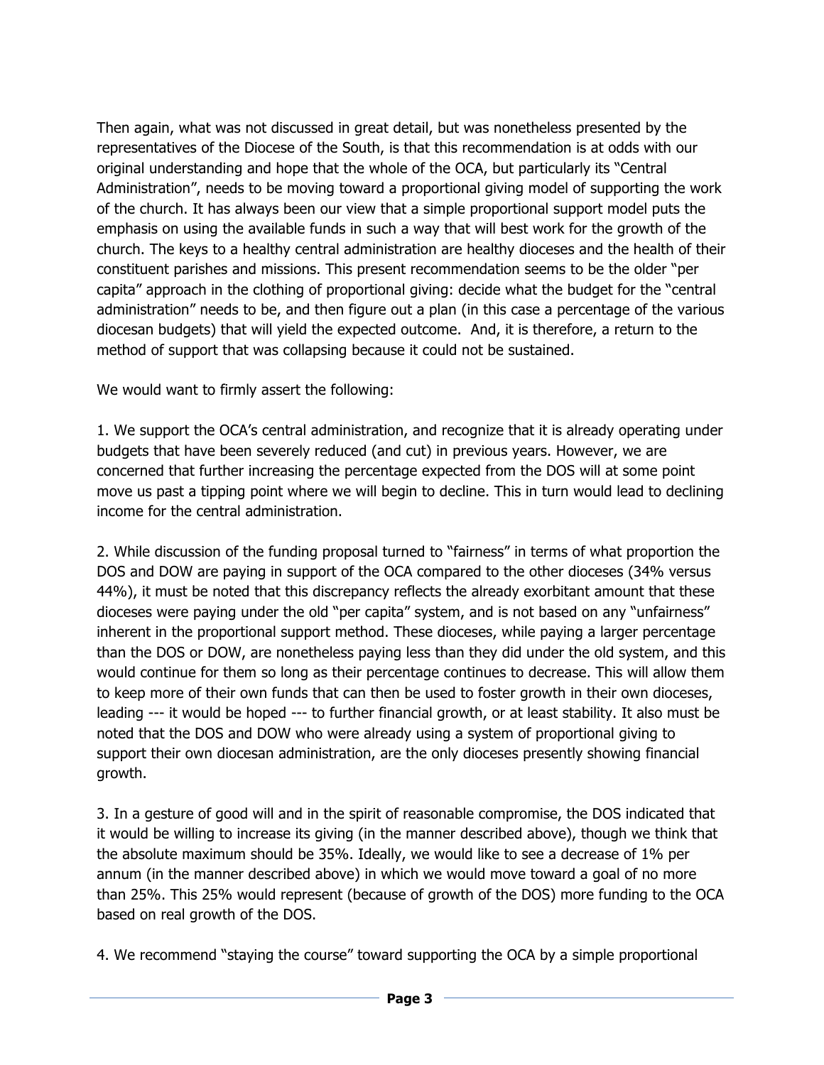Then again, what was not discussed in great detail, but was nonetheless presented by the representatives of the Diocese of the South, is that this recommendation is at odds with our original understanding and hope that the whole of the OCA, but particularly its "Central Administration", needs to be moving toward a proportional giving model of supporting the work of the church. It has always been our view that a simple proportional support model puts the emphasis on using the available funds in such a way that will best work for the growth of the church. The keys to a healthy central administration are healthy dioceses and the health of their constituent parishes and missions. This present recommendation seems to be the older "per capita" approach in the clothing of proportional giving: decide what the budget for the "central administration" needs to be, and then figure out a plan (in this case a percentage of the various diocesan budgets) that will yield the expected outcome. And, it is therefore, a return to the method of support that was collapsing because it could not be sustained.

We would want to firmly assert the following:

1. We support the OCA's central administration, and recognize that it is already operating under budgets that have been severely reduced (and cut) in previous years. However, we are concerned that further increasing the percentage expected from the DOS will at some point move us past a tipping point where we will begin to decline. This in turn would lead to declining income for the central administration.

2. While discussion of the funding proposal turned to "fairness" in terms of what proportion the DOS and DOW are paying in support of the OCA compared to the other dioceses (34% versus 44%), it must be noted that this discrepancy reflects the already exorbitant amount that these dioceses were paying under the old "per capita" system, and is not based on any "unfairness" inherent in the proportional support method. These dioceses, while paying a larger percentage than the DOS or DOW, are nonetheless paying less than they did under the old system, and this would continue for them so long as their percentage continues to decrease. This will allow them to keep more of their own funds that can then be used to foster growth in their own dioceses, leading --- it would be hoped --- to further financial growth, or at least stability. It also must be noted that the DOS and DOW who were already using a system of proportional giving to support their own diocesan administration, are the only dioceses presently showing financial growth.

3. In a gesture of good will and in the spirit of reasonable compromise, the DOS indicated that it would be willing to increase its giving (in the manner described above), though we think that the absolute maximum should be 35%. Ideally, we would like to see a decrease of 1% per annum (in the manner described above) in which we would move toward a goal of no more than 25%. This 25% would represent (because of growth of the DOS) more funding to the OCA based on real growth of the DOS.

4. We recommend "staying the course" toward supporting the OCA by a simple proportional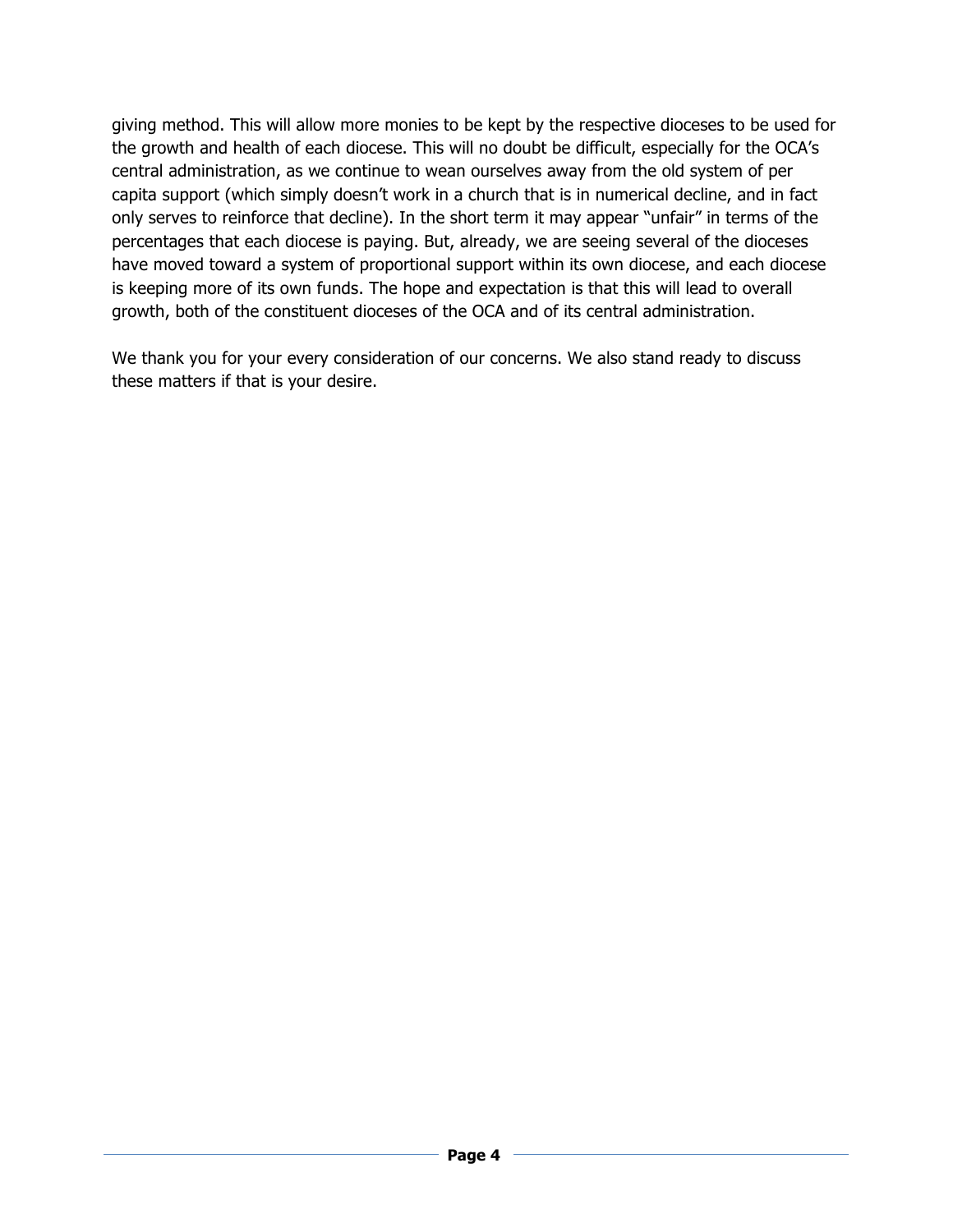giving method. This will allow more monies to be kept by the respective dioceses to be used for the growth and health of each diocese. This will no doubt be difficult, especially for the OCA's central administration, as we continue to wean ourselves away from the old system of per capita support (which simply doesn't work in a church that is in numerical decline, and in fact only serves to reinforce that decline). In the short term it may appear "unfair" in terms of the percentages that each diocese is paying. But, already, we are seeing several of the dioceses have moved toward a system of proportional support within its own diocese, and each diocese is keeping more of its own funds. The hope and expectation is that this will lead to overall growth, both of the constituent dioceses of the OCA and of its central administration.

We thank you for your every consideration of our concerns. We also stand ready to discuss these matters if that is your desire.